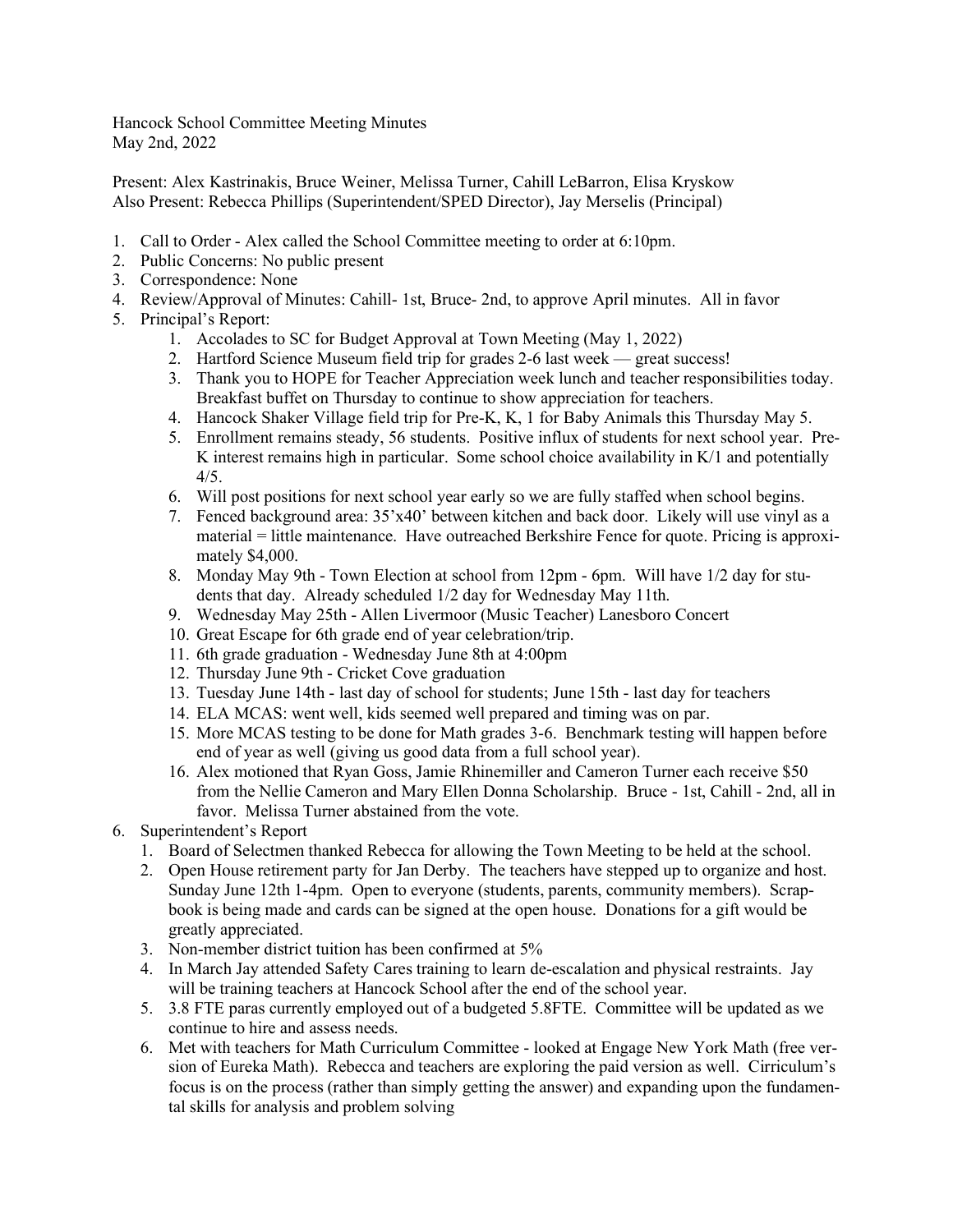Hancock School Committee Meeting Minutes
May 2nd, 2022

Present: Alex Kastrinakis, Bruce Weiner, Melissa Turner, Cahill LeBarron, Elisa Kryskow
Also Present: Rebecca Phillips (Superintendent/SPED Director), Jay Merselis (Principal)

1. Call to Order - Alex called the School Committee meeting to order at 6:10pm.
2. Public Concerns: No public present
3. Correspondence: None
4. Review/Approval of Minutes: Cahill- 1st, Bruce- 2nd, to approve April minutes. All in favor
5. Principal's Report:
    1. Accolades to SC for Budget Approval at Town Meeting (May 1, 2022)
    2. Hartford Science Museum field trip for grades 2-6 last week — great success!
    3. Thank you to HOPE for Teacher Appreciation week lunch and teacher responsibilities today. Breakfast buffet on Thursday to continue to show appreciation for teachers.
    4. Hancock Shaker Village field trip for Pre-K, K, 1 for Baby Animals this Thursday May 5.
    5. Enrollment remains steady, 56 students. Positive influx of students for next school year. Pre-K interest remains high in particular. Some school choice availability in K/1 and potentially 4/5.
    6. Will post positions for next school year early so we are fully staffed when school begins.
    7. Fenced background area: 35'x40' between kitchen and back door. Likely will use vinyl as a material = little maintenance. Have outreached Berkshire Fence for quote. Pricing is approximately $4,000.
    8. Monday May 9th - Town Election at school from 12pm - 6pm. Will have 1/2 day for students that day. Already scheduled 1/2 day for Wednesday May 11th.
    9. Wednesday May 25th - Allen Livermoor (Music Teacher) Lanesboro Concert
    10. Great Escape for 6th grade end of year celebration/trip.
    11. 6th grade graduation - Wednesday June 8th at 4:00pm
    12. Thursday June 9th - Cricket Cove graduation
    13. Tuesday June 14th - last day of school for students; June 15th - last day for teachers
    14. ELA MCAS: went well, kids seemed well prepared and timing was on par.
    15. More MCAS testing to be done for Math grades 3-6. Benchmark testing will happen before end of year as well (giving us good data from a full school year).
    16. Alex motioned that Ryan Goss, Jamie Rhinemiller and Cameron Turner each receive $50 from the Nellie Cameron and Mary Ellen Donna Scholarship. Bruce - 1st, Cahill - 2nd, all in favor. Melissa Turner abstained from the vote.
6. Superintendent's Report
    1. Board of Selectmen thanked Rebecca for allowing the Town Meeting to be held at the school.
    2. Open House retirement party for Jan Derby. The teachers have stepped up to organize and host. Sunday June 12th 1-4pm. Open to everyone (students, parents, community members). Scrapbook is being made and cards can be signed at the open house. Donations for a gift would be greatly appreciated.
    3. Non-member district tuition has been confirmed at 5%
    4. In March Jay attended Safety Cares training to learn de-escalation and physical restraints. Jay will be training teachers at Hancock School after the end of the school year.
    5. 3.8 FTE paras currently employed out of a budgeted 5.8FTE. Committee will be updated as we continue to hire and assess needs.
    6. Met with teachers for Math Curriculum Committee - looked at Engage New York Math (free version of Eureka Math). Rebecca and teachers are exploring the paid version as well. Cirriculum's focus is on the process (rather than simply getting the answer) and expanding upon the fundamental skills for analysis and problem solving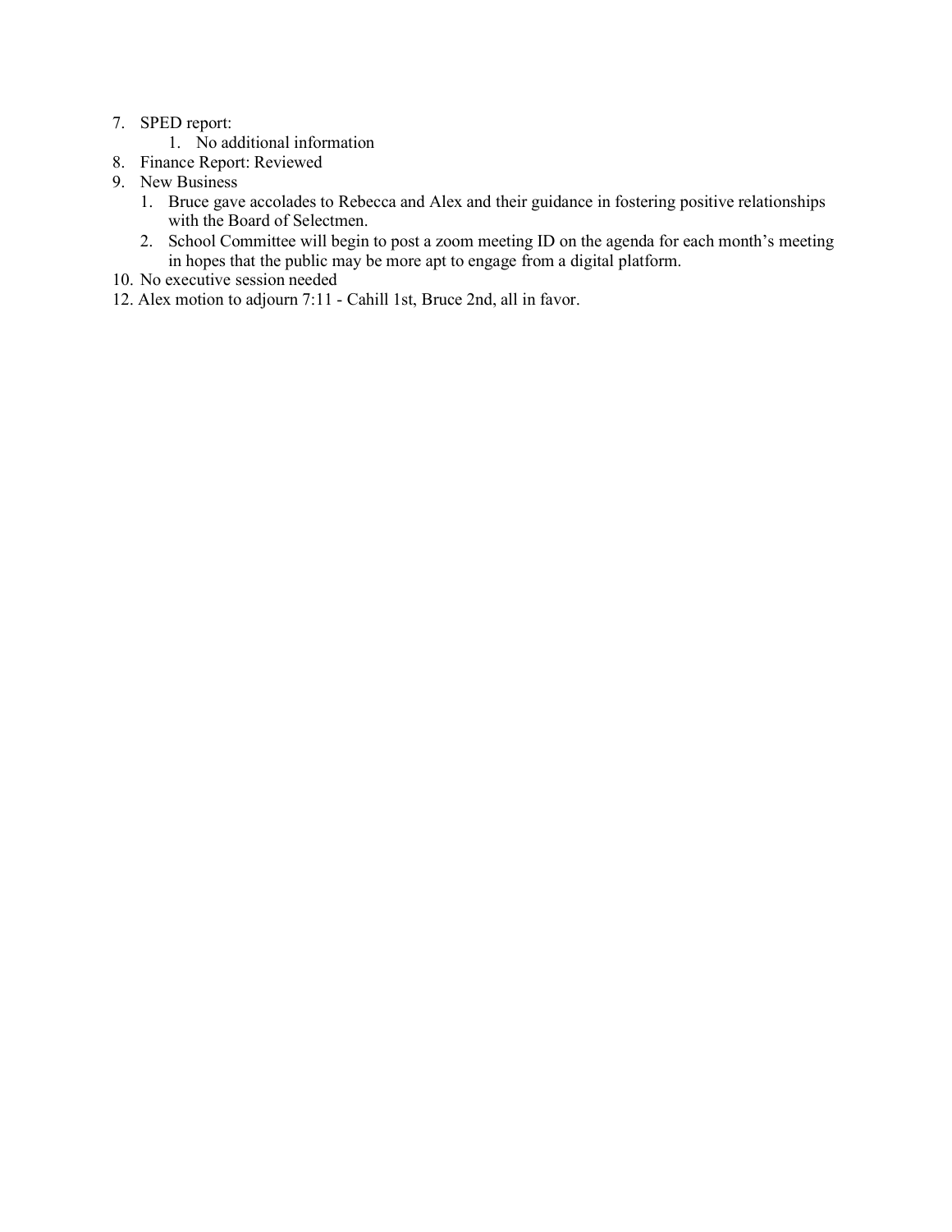7. SPED report:
    1. No additional information
8. Finance Report: Reviewed
9. New Business
    1. Bruce gave accolades to Rebecca and Alex and their guidance in fostering positive relationships with the Board of Selectmen.
    2. School Committee will begin to post a zoom meeting ID on the agenda for each month's meeting in hopes that the public may be more apt to engage from a digital platform.
10. No executive session needed

12. Alex motion to adjourn 7:11 - Cahill 1st, Bruce 2nd, all in favor.